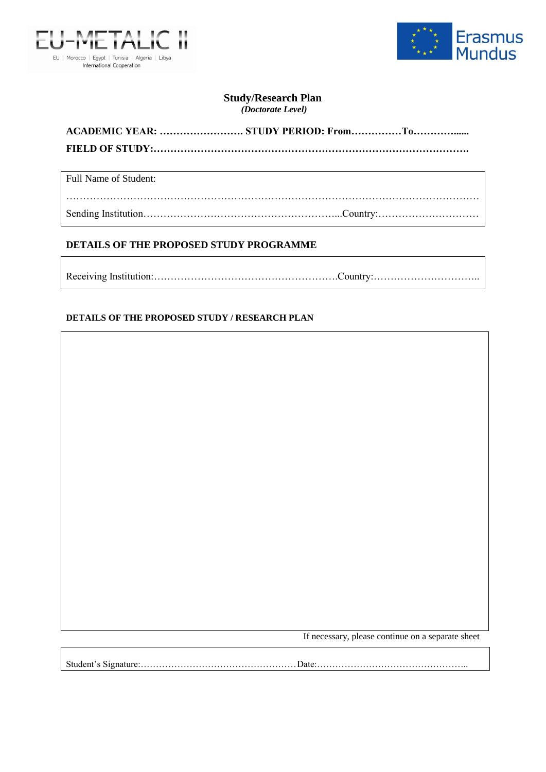EU-METALIC II

EU | Morocco | Egypt | Tunisia | Algeria | Libya
International Cooperation

Erasmus Mundus

# Study/Research Plan

*(Doctorate Level)*

**ACADEMIC YEAR: …………………… STUDY PERIOD: From……………To…………......**

**FIELD OF STUDY:…………………………………………………………………………………….**

Full Name of Student:

…………………………………………………………………………………………………………

Sending Institution…………………………………………………...Country:…………………………

## DETAILS OF THE PROPOSED STUDY PROGRAMME

Receiving Institution:……………………………………………….Country:…………………………..

### DETAILS OF THE PROPOSED STUDY / RESEARCH PLAN

If necessary, please continue on a separate sheet

Student's Signature:……………………………………………Date:…………………………………………..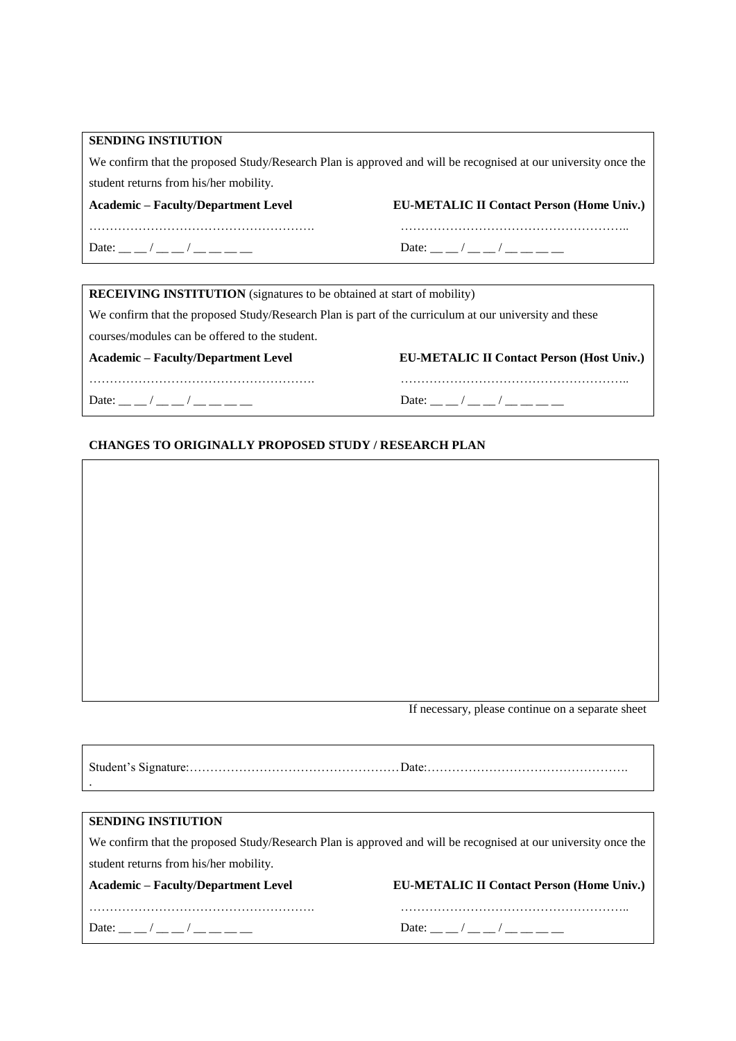**SENDING INSTIUTION**

We confirm that the proposed Study/Research Plan is approved and will be recognised at our university once the student returns from his/her mobility.

| **Academic – Faculty/Department Level** | **EU-METALIC II Contact Person (Home Univ.)** |
|---|---|
| ………………………………………………. | ……………………………………………….. |
| Date: __ __ / __ __ / __ __ __ __ | Date: __ __ / __ __ / __ __ __ __ |

**RECEIVING INSTITUTION** (signatures to be obtained at start of mobility)

We confirm that the proposed Study/Research Plan is part of the curriculum at our university and these courses/modules can be offered to the student.

| **Academic – Faculty/Department Level** | **EU-METALIC II Contact Person (Host Univ.)** |
|---|---|
| ………………………………………………. | ……………………………………………….. |
| Date: __ __ / __ __ / __ __ __ __ | Date: __ __ / __ __ / __ __ __ __ |

**CHANGES TO ORIGINALLY PROPOSED STUDY / RESEARCH PLAN**

If necessary, please continue on a separate sheet

Student's Signature:……………………………………………Date:………………………………………….

**SENDING INSTIUTION**

We confirm that the proposed Study/Research Plan is approved and will be recognised at our university once the student returns from his/her mobility.

| **Academic – Faculty/Department Level** | **EU-METALIC II Contact Person (Home Univ.)** |
|---|---|
| ………………………………………………. | ……………………………………………….. |
| Date: __ __ / __ __ / __ __ __ __ | Date: __ __ / __ __ / __ __ __ __ |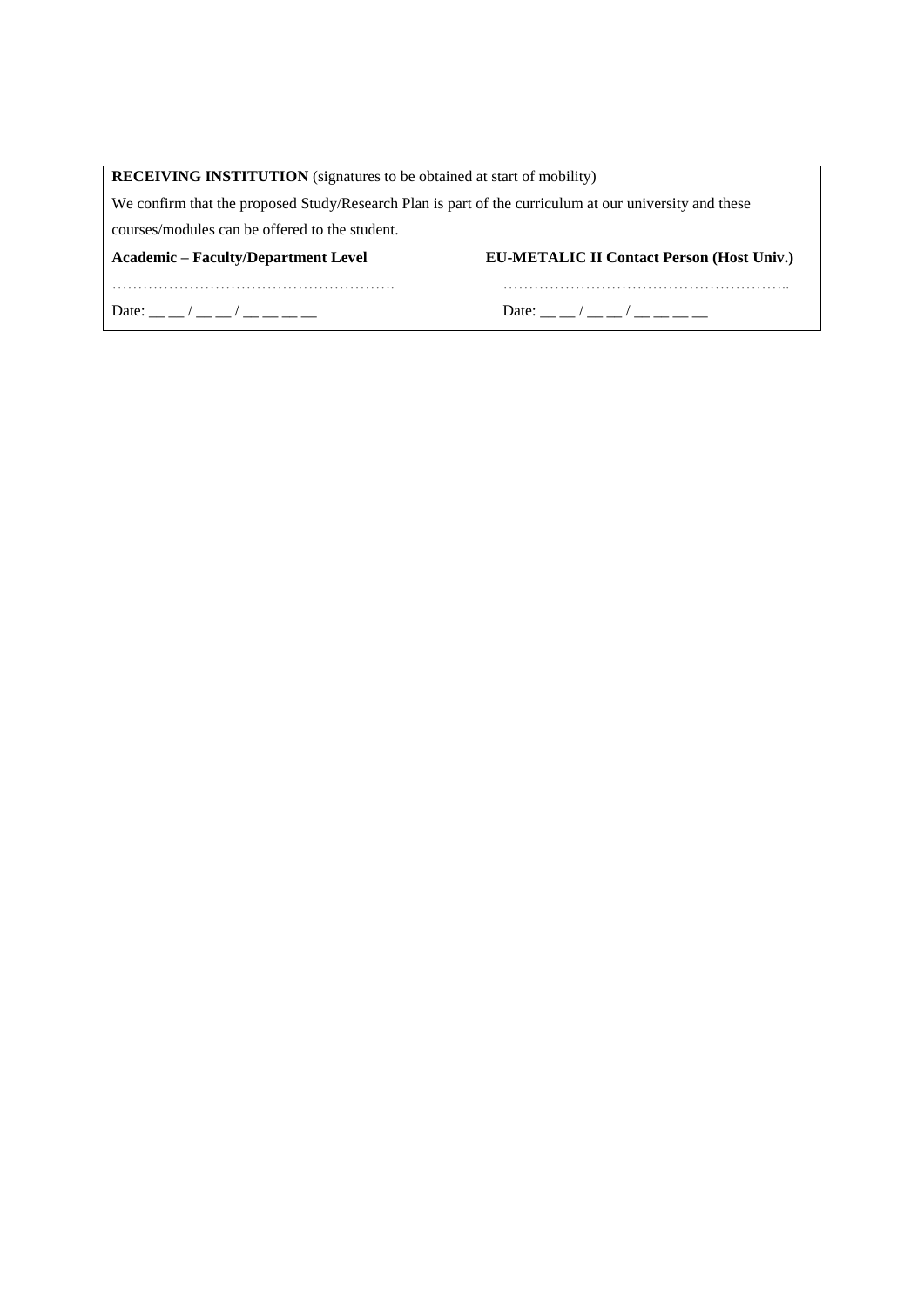**RECEIVING INSTITUTION** (signatures to be obtained at start of mobility)

We confirm that the proposed Study/Research Plan is part of the curriculum at our university and these courses/modules can be offered to the student.

| **Academic – Faculty/Department Level** | **EU-METALIC II Contact Person (Host Univ.)** |
|---|---|
| ………………………………………………. | ……………………………………………….. |
| Date: __ __ / __ __ / __ __ __ __ | Date: __ __ / __ __ / __ __ __ __ |